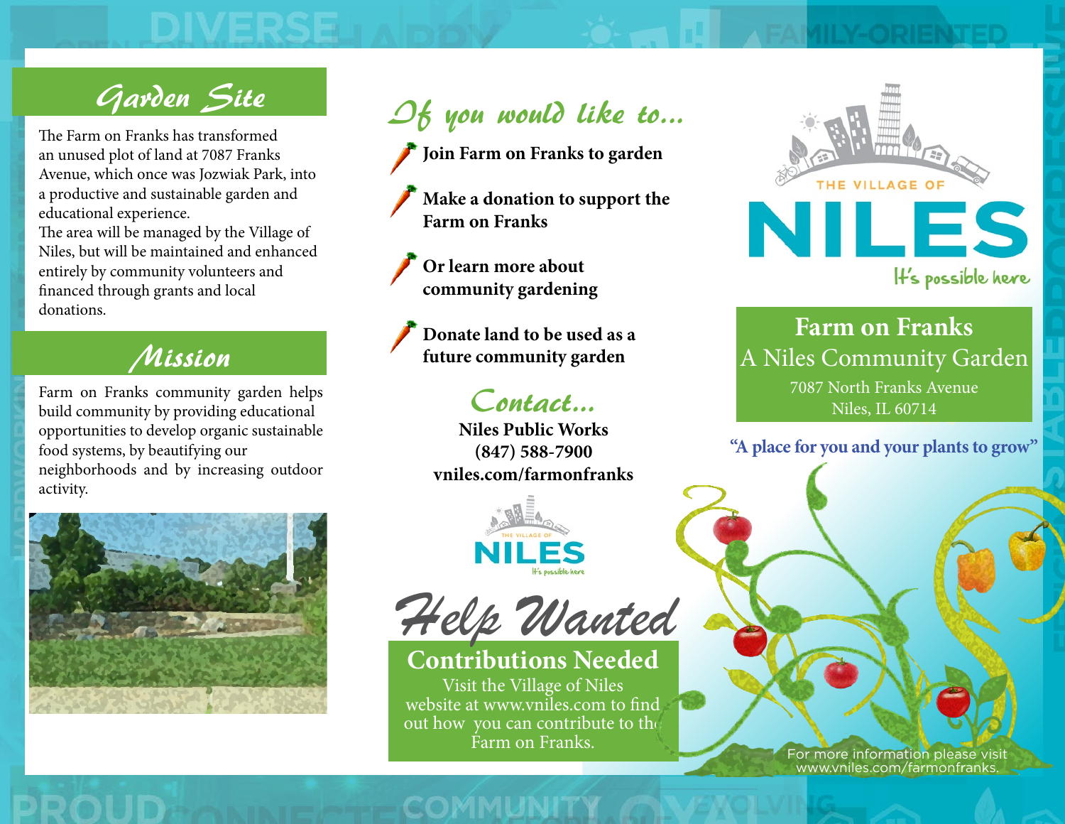## Garden Site

The Farm on Franks has transformed an unused plot of land at 7087 Franks Avenue, which once was Jozwiak Park, into a productive and sustainable garden and educational experience.
The area will be managed by the Village of Niles, but will be maintained and enhanced entirely by community volunteers and financed through grants and local donations.

## Mission

Farm on Franks community garden helps build community by providing educational opportunities to develop organic sustainable food systems, by beautifying our neighborhoods and by increasing outdoor activity.

## If you would like to...

- **Join Farm on Franks to garden**
- **Make a donation to support the Farm on Franks**
- **Or learn more about community gardening**
- **Donate land to be used as a future community garden**

## Contact...

**Niles Public Works**
**(847) 588-7900**
**vniles.com/farmonfranks**

THE VILLAGE OF NILES
It's possible here

## Help Wanted

### Contributions Needed

Visit the Village of Niles website at www.vniles.com to find out how you can contribute to the Farm on Franks.

THE VILLAGE OF NILES
It's possible here

# Farm on Franks

## A Niles Community Garden

7087 North Franks Avenue
Niles, IL 60714

**"A place for you and your plants to grow"**

For more information please visit www.vniles.com/farmonfranks.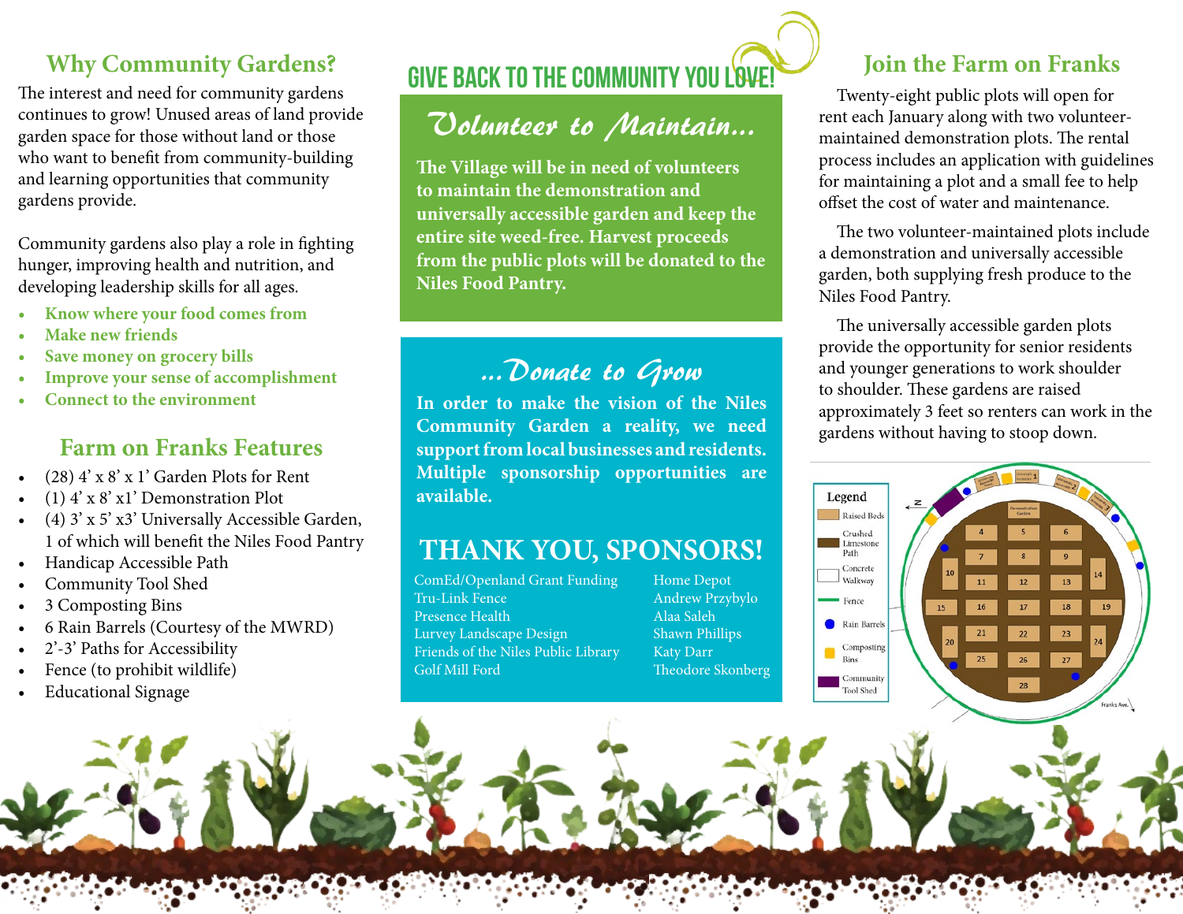## Why Community Gardens?

The interest and need for community gardens continues to grow! Unused areas of land provide garden space for those without land or those who want to benefit from community-building and learning opportunities that community gardens provide.

Community gardens also play a role in fighting hunger, improving health and nutrition, and developing leadership skills for all ages.

- **Know where your food comes from**
- **Make new friends**
- **Save money on grocery bills**
- **Improve your sense of accomplishment**
- **Connect to the environment**

## Farm on Franks Features

- (28) 4' x 8' x 1' Garden Plots for Rent
- (1) 4' x 8' x1' Demonstration Plot
- (4) 3' x 5' x3' Universally Accessible Garden, 1 of which will benefit the Niles Food Pantry
- Handicap Accessible Path
- Community Tool Shed
- 3 Composting Bins
- 6 Rain Barrels (Courtesy of the MWRD)
- 2'-3' Paths for Accessibility
- Fence (to prohibit wildlife)
- Educational Signage

# GIVE BACK TO THE COMMUNITY YOU LOVE!

## *Volunteer to Maintain...*

**The Village will be in need of volunteers to maintain the demonstration and universally accessible garden and keep the entire site weed-free. Harvest proceeds from the public plots will be donated to the Niles Food Pantry.**

## *...Donate to Grow*

**In order to make the vision of the Niles Community Garden a reality, we need support from local businesses and residents. Multiple sponsorship opportunities are available.**

## THANK YOU, SPONSORS!

ComEd/Openland Grant Funding
Tru-Link Fence
Presence Health
Lurvey Landscape Design
Friends of the Niles Public Library
Golf Mill Ford
Home Depot
Andrew Przybylo
Alaa Saleh
Shawn Phillips
Katy Darr
Theodore Skonberg

## Join the Farm on Franks

Twenty-eight public plots will open for rent each January along with two volunteer-maintained demonstration plots. The rental process includes an application with guidelines for maintaining a plot and a small fee to help offset the cost of water and maintenance.

The two volunteer-maintained plots include a demonstration and universally accessible garden, both supplying fresh produce to the Niles Food Pantry.

The universally accessible garden plots provide the opportunity for senior residents and younger generations to work shoulder to shoulder. These gardens are raised approximately 3 feet so renters can work in the gardens without having to stoop down.

Legend
Raised Beds
Crushed Limestone Path
Concrete Walkway
Fence
Rain Barrels
Composting Bins
Community Tool Shed

N
Demonstration Garden
1 2 3
4 5 6 7 8 9 10 11 12 13 14 15 16 17 18 19 20 21 22 23 24 25 26 27 28
Franks Ave.